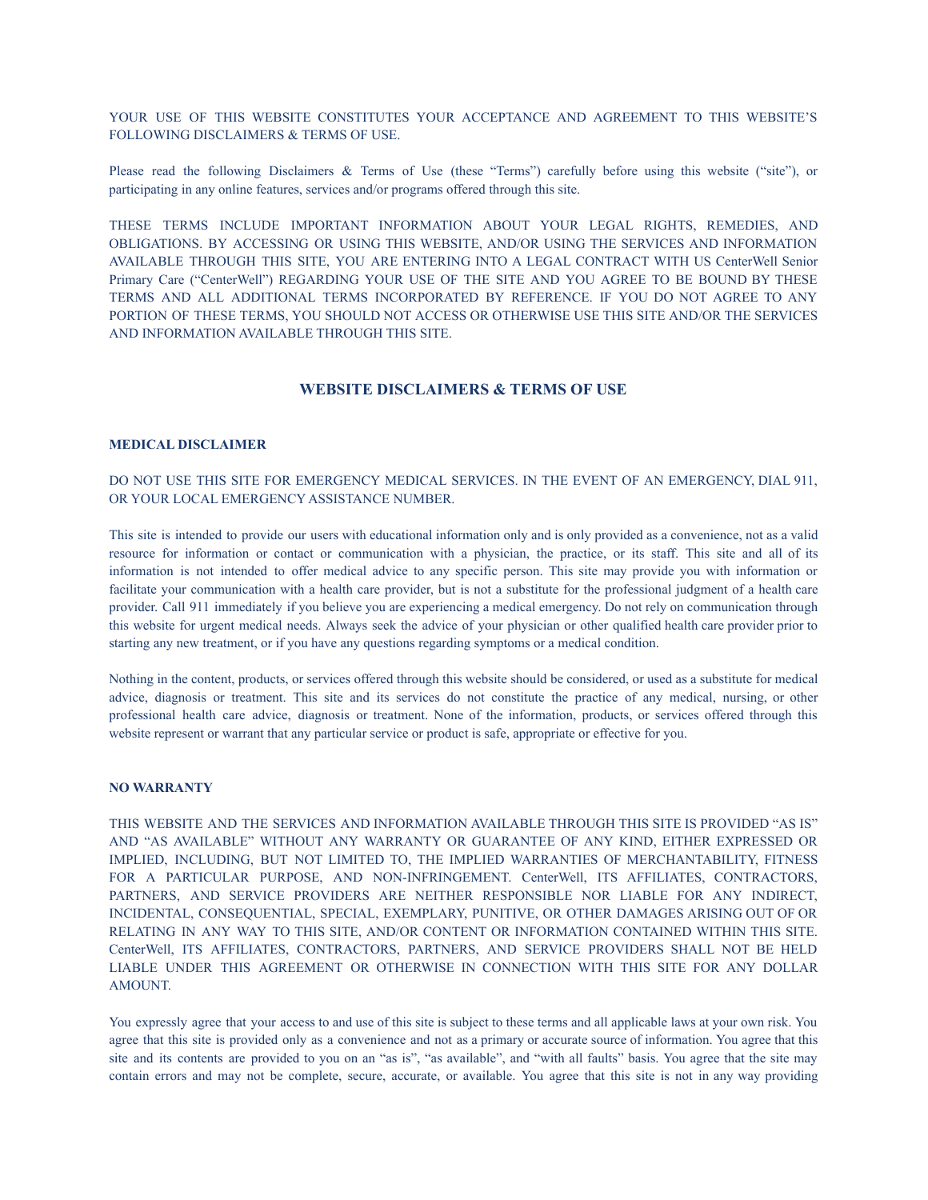YOUR USE OF THIS WEBSITE CONSTITUTES YOUR ACCEPTANCE AND AGREEMENT TO THIS WEBSITE'S FOLLOWING DISCLAIMERS & TERMS OF USE.

Please read the following Disclaimers & Terms of Use (these "Terms") carefully before using this website ("site"), or participating in any online features, services and/or programs offered through this site.

THESE TERMS INCLUDE IMPORTANT INFORMATION ABOUT YOUR LEGAL RIGHTS, REMEDIES, AND OBLIGATIONS. BY ACCESSING OR USING THIS WEBSITE, AND/OR USING THE SERVICES AND INFORMATION AVAILABLE THROUGH THIS SITE, YOU ARE ENTERING INTO A LEGAL CONTRACT WITH US CenterWell Senior Primary Care ("CenterWell") REGARDING YOUR USE OF THE SITE AND YOU AGREE TO BE BOUND BY THESE TERMS AND ALL ADDITIONAL TERMS INCORPORATED BY REFERENCE. IF YOU DO NOT AGREE TO ANY PORTION OF THESE TERMS, YOU SHOULD NOT ACCESS OR OTHERWISE USE THIS SITE AND/OR THE SERVICES AND INFORMATION AVAILABLE THROUGH THIS SITE.

## WEBSITE DISCLAIMERS & TERMS OF USE

### MEDICAL DISCLAIMER

DO NOT USE THIS SITE FOR EMERGENCY MEDICAL SERVICES. IN THE EVENT OF AN EMERGENCY, DIAL 911, OR YOUR LOCAL EMERGENCY ASSISTANCE NUMBER.

This site is intended to provide our users with educational information only and is only provided as a convenience, not as a valid resource for information or contact or communication with a physician, the practice, or its staff. This site and all of its information is not intended to offer medical advice to any specific person. This site may provide you with information or facilitate your communication with a health care provider, but is not a substitute for the professional judgment of a health care provider. Call 911 immediately if you believe you are experiencing a medical emergency. Do not rely on communication through this website for urgent medical needs. Always seek the advice of your physician or other qualified health care provider prior to starting any new treatment, or if you have any questions regarding symptoms or a medical condition.

Nothing in the content, products, or services offered through this website should be considered, or used as a substitute for medical advice, diagnosis or treatment. This site and its services do not constitute the practice of any medical, nursing, or other professional health care advice, diagnosis or treatment. None of the information, products, or services offered through this website represent or warrant that any particular service or product is safe, appropriate or effective for you.

### NO WARRANTY

THIS WEBSITE AND THE SERVICES AND INFORMATION AVAILABLE THROUGH THIS SITE IS PROVIDED "AS IS" AND "AS AVAILABLE" WITHOUT ANY WARRANTY OR GUARANTEE OF ANY KIND, EITHER EXPRESSED OR IMPLIED, INCLUDING, BUT NOT LIMITED TO, THE IMPLIED WARRANTIES OF MERCHANTABILITY, FITNESS FOR A PARTICULAR PURPOSE, AND NON-INFRINGEMENT. CenterWell, ITS AFFILIATES, CONTRACTORS, PARTNERS, AND SERVICE PROVIDERS ARE NEITHER RESPONSIBLE NOR LIABLE FOR ANY INDIRECT, INCIDENTAL, CONSEQUENTIAL, SPECIAL, EXEMPLARY, PUNITIVE, OR OTHER DAMAGES ARISING OUT OF OR RELATING IN ANY WAY TO THIS SITE, AND/OR CONTENT OR INFORMATION CONTAINED WITHIN THIS SITE. CenterWell, ITS AFFILIATES, CONTRACTORS, PARTNERS, AND SERVICE PROVIDERS SHALL NOT BE HELD LIABLE UNDER THIS AGREEMENT OR OTHERWISE IN CONNECTION WITH THIS SITE FOR ANY DOLLAR AMOUNT.

You expressly agree that your access to and use of this site is subject to these terms and all applicable laws at your own risk. You agree that this site is provided only as a convenience and not as a primary or accurate source of information. You agree that this site and its contents are provided to you on an "as is", "as available", and "with all faults" basis. You agree that the site may contain errors and may not be complete, secure, accurate, or available. You agree that this site is not in any way providing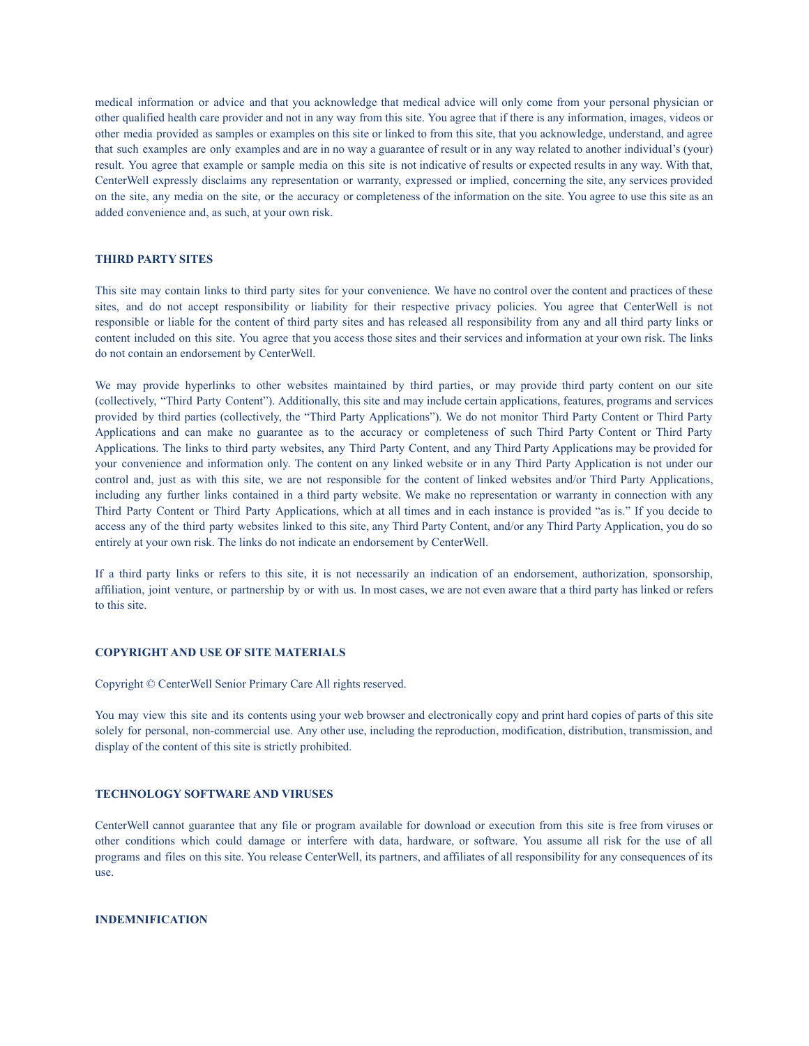medical information or advice and that you acknowledge that medical advice will only come from your personal physician or other qualified health care provider and not in any way from this site. You agree that if there is any information, images, videos or other media provided as samples or examples on this site or linked to from this site, that you acknowledge, understand, and agree that such examples are only examples and are in no way a guarantee of result or in any way related to another individual's (your) result. You agree that example or sample media on this site is not indicative of results or expected results in any way. With that, CenterWell expressly disclaims any representation or warranty, expressed or implied, concerning the site, any services provided on the site, any media on the site, or the accuracy or completeness of the information on the site. You agree to use this site as an added convenience and, as such, at your own risk.

**THIRD PARTY SITES**

This site may contain links to third party sites for your convenience. We have no control over the content and practices of these sites, and do not accept responsibility or liability for their respective privacy policies. You agree that CenterWell is not responsible or liable for the content of third party sites and has released all responsibility from any and all third party links or content included on this site. You agree that you access those sites and their services and information at your own risk. The links do not contain an endorsement by CenterWell.

We may provide hyperlinks to other websites maintained by third parties, or may provide third party content on our site (collectively, "Third Party Content"). Additionally, this site and may include certain applications, features, programs and services provided by third parties (collectively, the "Third Party Applications"). We do not monitor Third Party Content or Third Party Applications and can make no guarantee as to the accuracy or completeness of such Third Party Content or Third Party Applications. The links to third party websites, any Third Party Content, and any Third Party Applications may be provided for your convenience and information only. The content on any linked website or in any Third Party Application is not under our control and, just as with this site, we are not responsible for the content of linked websites and/or Third Party Applications, including any further links contained in a third party website. We make no representation or warranty in connection with any Third Party Content or Third Party Applications, which at all times and in each instance is provided "as is." If you decide to access any of the third party websites linked to this site, any Third Party Content, and/or any Third Party Application, you do so entirely at your own risk. The links do not indicate an endorsement by CenterWell.

If a third party links or refers to this site, it is not necessarily an indication of an endorsement, authorization, sponsorship, affiliation, joint venture, or partnership by or with us. In most cases, we are not even aware that a third party has linked or refers to this site.

**COPYRIGHT AND USE OF SITE MATERIALS**

Copyright © CenterWell Senior Primary Care All rights reserved.

You may view this site and its contents using your web browser and electronically copy and print hard copies of parts of this site solely for personal, non-commercial use. Any other use, including the reproduction, modification, distribution, transmission, and display of the content of this site is strictly prohibited.

**TECHNOLOGY SOFTWARE AND VIRUSES**

CenterWell cannot guarantee that any file or program available for download or execution from this site is free from viruses or other conditions which could damage or interfere with data, hardware, or software. You assume all risk for the use of all programs and files on this site. You release CenterWell, its partners, and affiliates of all responsibility for any consequences of its use.

**INDEMNIFICATION**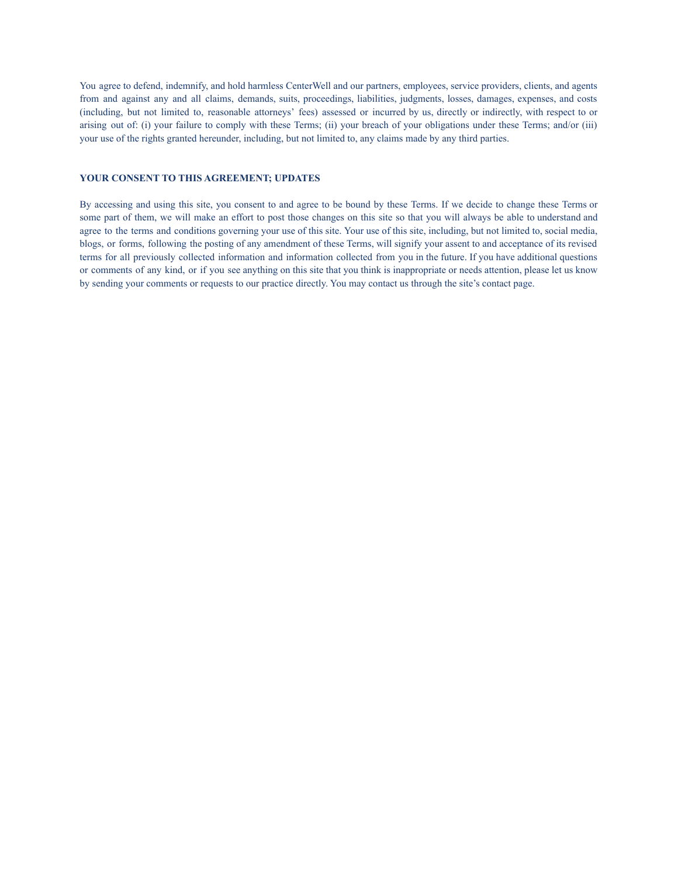You agree to defend, indemnify, and hold harmless CenterWell and our partners, employees, service providers, clients, and agents from and against any and all claims, demands, suits, proceedings, liabilities, judgments, losses, damages, expenses, and costs (including, but not limited to, reasonable attorneys' fees) assessed or incurred by us, directly or indirectly, with respect to or arising out of: (i) your failure to comply with these Terms; (ii) your breach of your obligations under these Terms; and/or (iii) your use of the rights granted hereunder, including, but not limited to, any claims made by any third parties.

**YOUR CONSENT TO THIS AGREEMENT; UPDATES**

By accessing and using this site, you consent to and agree to be bound by these Terms. If we decide to change these Terms or some part of them, we will make an effort to post those changes on this site so that you will always be able to understand and agree to the terms and conditions governing your use of this site. Your use of this site, including, but not limited to, social media, blogs, or forms, following the posting of any amendment of these Terms, will signify your assent to and acceptance of its revised terms for all previously collected information and information collected from you in the future. If you have additional questions or comments of any kind, or if you see anything on this site that you think is inappropriate or needs attention, please let us know by sending your comments or requests to our practice directly. You may contact us through the site's contact page.